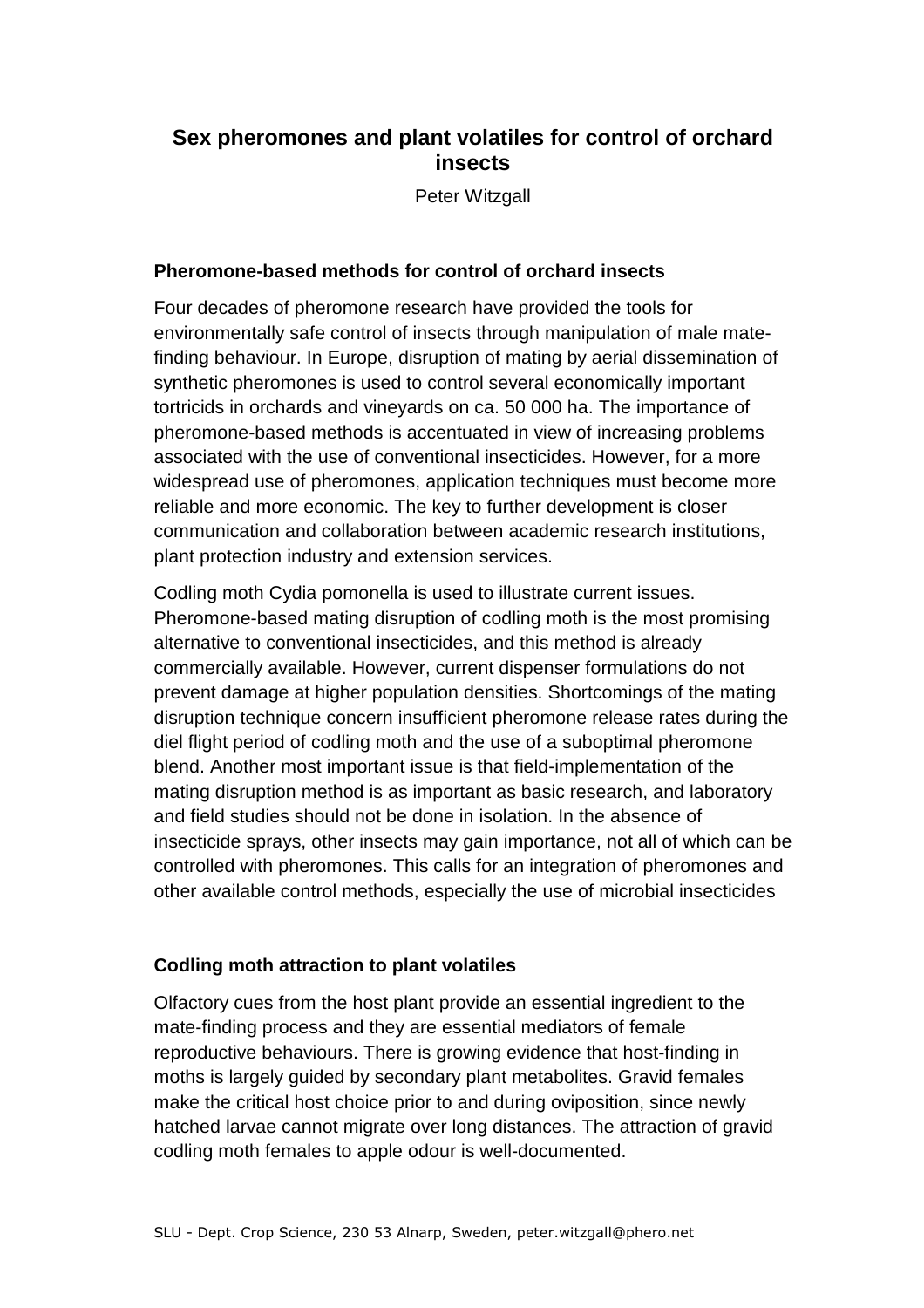# Sex pheromones and plant volatiles for control of orchard insects

Peter Witzgall

## Pheromone-based methods for control of orchard insects

Four decades of pheromone research have provided the tools for environmentally safe control of insects through manipulation of male mate-finding behaviour. In Europe, disruption of mating by aerial dissemination of synthetic pheromones is used to control several economically important tortricids in orchards and vineyards on ca. 50 000 ha. The importance of pheromone-based methods is accentuated in view of increasing problems associated with the use of conventional insecticides. However, for a more widespread use of pheromones, application techniques must become more reliable and more economic. The key to further development is closer communication and collaboration between academic research institutions, plant protection industry and extension services.

Codling moth Cydia pomonella is used to illustrate current issues. Pheromone-based mating disruption of codling moth is the most promising alternative to conventional insecticides, and this method is already commercially available. However, current dispenser formulations do not prevent damage at higher population densities. Shortcomings of the mating disruption technique concern insufficient pheromone release rates during the diel flight period of codling moth and the use of a suboptimal pheromone blend. Another most important issue is that field-implementation of the mating disruption method is as important as basic research, and laboratory and field studies should not be done in isolation. In the absence of insecticide sprays, other insects may gain importance, not all of which can be controlled with pheromones. This calls for an integration of pheromones and other available control methods, especially the use of microbial insecticides

## Codling moth attraction to plant volatiles

Olfactory cues from the host plant provide an essential ingredient to the mate-finding process and they are essential mediators of female reproductive behaviours. There is growing evidence that host-finding in moths is largely guided by secondary plant metabolites. Gravid females make the critical host choice prior to and during oviposition, since newly hatched larvae cannot migrate over long distances. The attraction of gravid codling moth females to apple odour is well-documented.

SLU - Dept. Crop Science, 230 53 Alnarp, Sweden, peter.witzgall@phero.net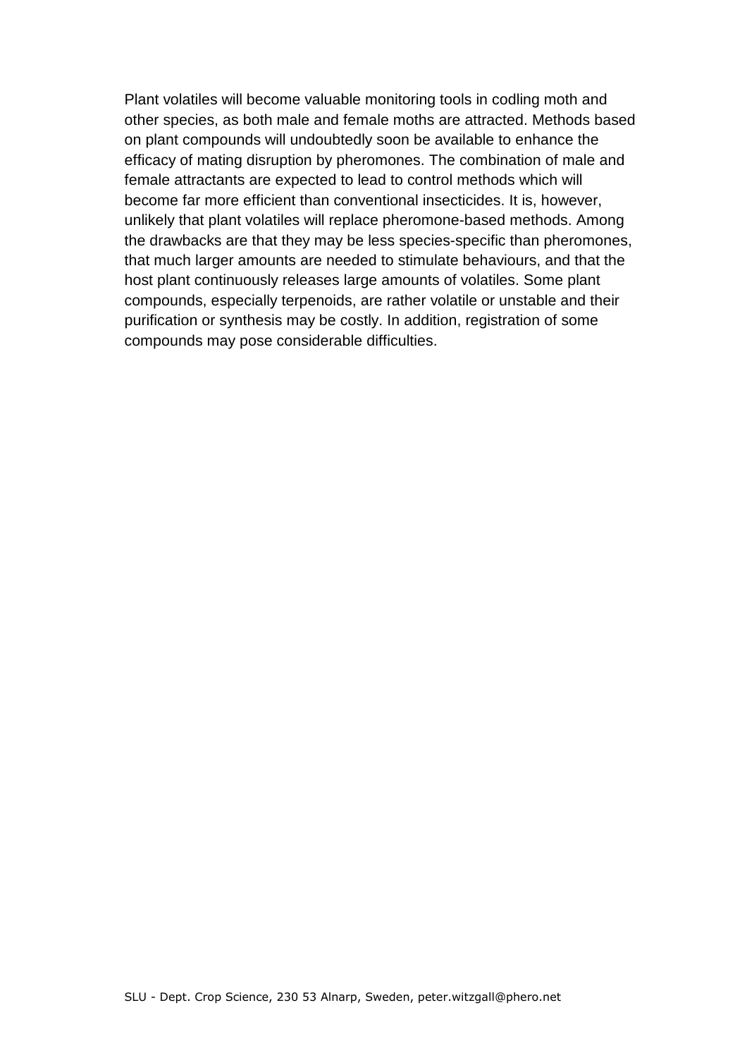Plant volatiles will become valuable monitoring tools in codling moth and other species, as both male and female moths are attracted. Methods based on plant compounds will undoubtedly soon be available to enhance the efficacy of mating disruption by pheromones. The combination of male and female attractants are expected to lead to control methods which will become far more efficient than conventional insecticides. It is, however, unlikely that plant volatiles will replace pheromone-based methods. Among the drawbacks are that they may be less species-specific than pheromones, that much larger amounts are needed to stimulate behaviours, and that the host plant continuously releases large amounts of volatiles. Some plant compounds, especially terpenoids, are rather volatile or unstable and their purification or synthesis may be costly. In addition, registration of some compounds may pose considerable difficulties.

SLU - Dept. Crop Science, 230 53 Alnarp, Sweden, peter.witzgall@phero.net